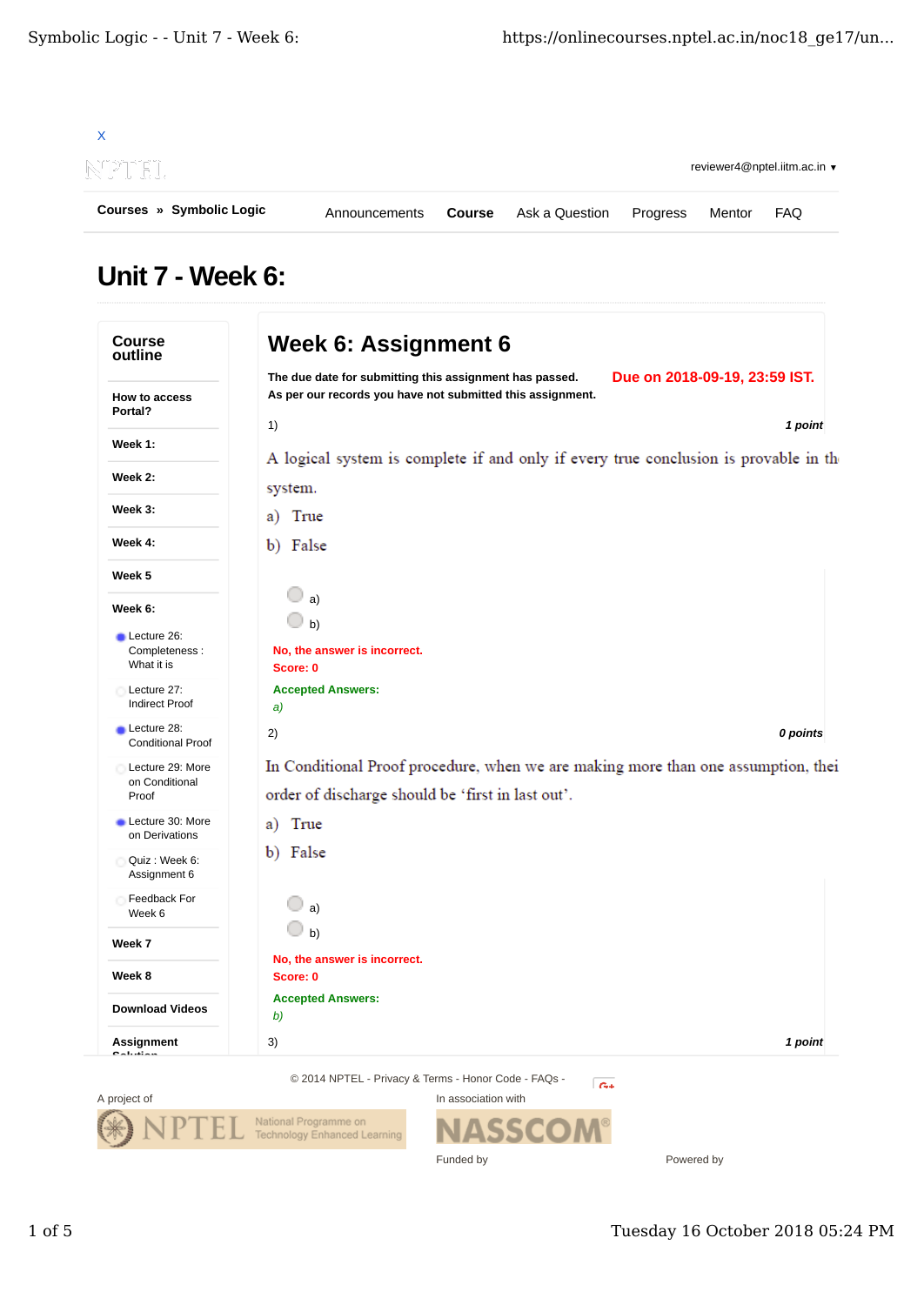X

reviewer4@nptel.iitm.ac.in ▾

**Courses** » **Symbolic Logic**

Announcements | **Course** | Ask a Question | Progress | Mentor | FAQ

# Unit 7 - Week 6:

**Course outline**

- **How to access Portal?**
- **Week 1:**
- **Week 2:**
- **Week 3:**
- **Week 4:**
- **Week 5**
- **Week 6:**
  - Lecture 26: Completeness : What it is
  - Lecture 27: Indirect Proof
  - Lecture 28: Conditional Proof
  - Lecture 29: More on Conditional Proof
  - Lecture 30: More on Derivations
  - Quiz : Week 6: Assignment 6
  - Feedback For Week 6
- **Week 7**
- **Week 8**
- **Download Videos**
- **Assignment Solution**

## Week 6: Assignment 6

**The due date for submitting this assignment has passed.**
**As per our records you have not submitted this assignment.**

**Due on 2018-09-19, 23:59 IST.**

1) *1 point*

A logical system is complete if and only if every true conclusion is provable in th system.

a) True

b) False

- a)
- b)

**No, the answer is incorrect.**
**Score: 0**

**Accepted Answers:**
*a)*

2) *0 points*

In Conditional Proof procedure, when we are making more than one assumption, thei order of discharge should be 'first in last out'.

a) True

b) False

- a)
- b)

**No, the answer is incorrect.**
**Score: 0**

**Accepted Answers:**
*b)*

3) *1 point*

© 2014 NPTEL - Privacy & Terms - Honor Code - FAQs -

A project of

In association with

Funded by

Powered by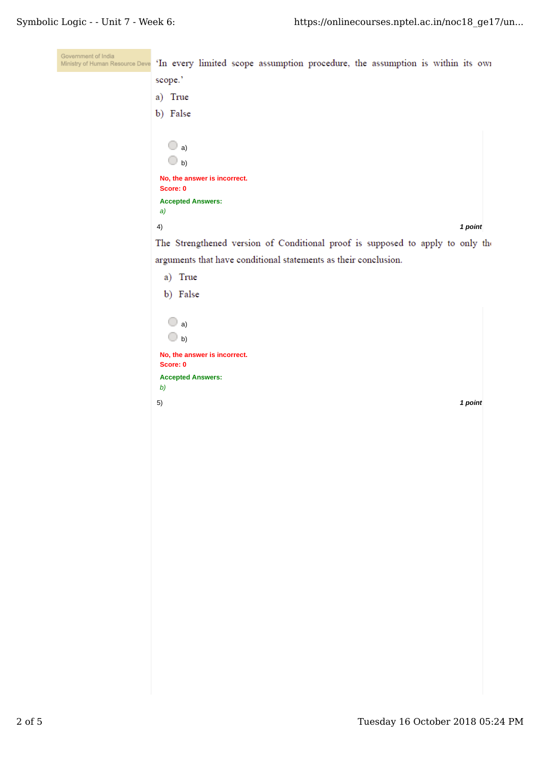Government of India
Ministry of Human Resource Deve

'In every limited scope assumption procedure, the assumption is within its own scope.'

a) True

b) False

- a)
- b)

**No, the answer is incorrect.**
**Score: 0**

**Accepted Answers:**
*a)*

4) *1 point*

The Strengthened version of Conditional proof is supposed to apply to only the arguments that have conditional statements as their conclusion.

a) True

b) False

- a)
- b)

**No, the answer is incorrect.**
**Score: 0**

**Accepted Answers:**
*b)*

5) *1 point*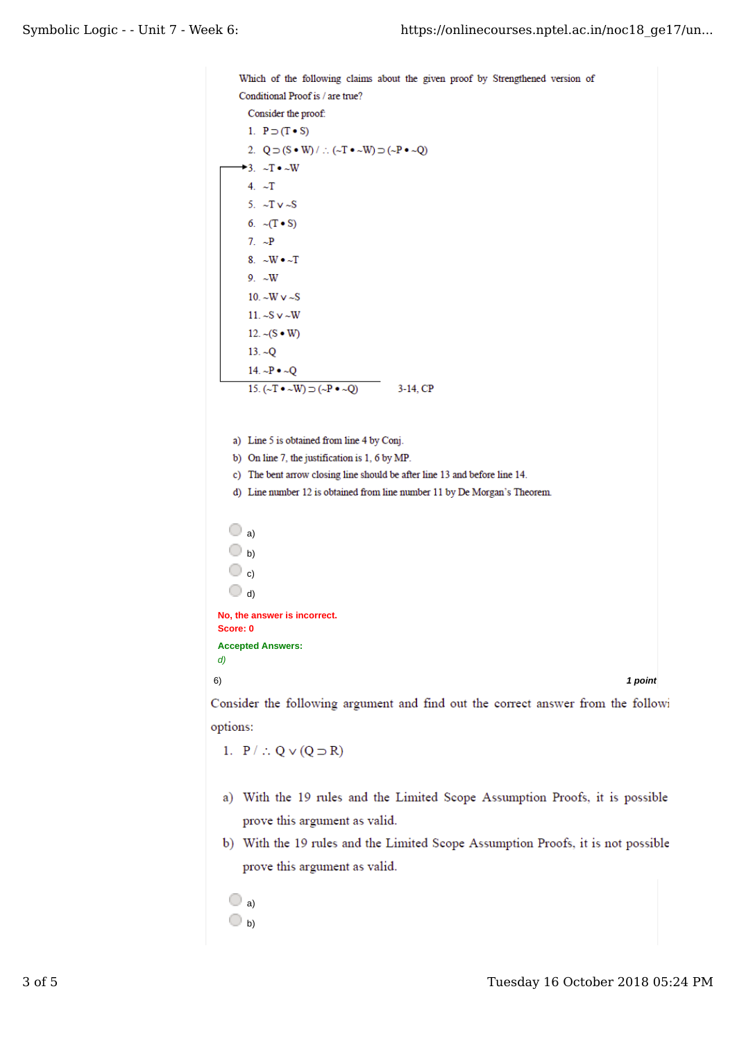Which of the following claims about the given proof by Strengthened version of Conditional Proof is / are true?

Consider the proof:

1. P ⊃ (T • S)
2. Q ⊃ (S • W) / ∴ (~T • ~W) ⊃ (~P • ~Q)
3. ~T • ~W
4. ~T
5. ~T ∨ ~S
6. ~(T • S)
7. ~P
8. ~W • ~T
9. ~W
10. ~W ∨ ~S
11. ~S ∨ ~W
12. ~(S • W)
13. ~Q
14. ~P • ~Q
15. (~T • ~W) ⊃ (~P • ~Q)    3-14, CP

a) Line 5 is obtained from line 4 by Conj.
b) On line 7, the justification is 1, 6 by MP.
c) The bent arrow closing line should be after line 13 and before line 14.
d) Line number 12 is obtained from line number 11 by De Morgan's Theorem.

- a)
- b)
- c)
- d)

No, the answer is incorrect.
Score: 0

Accepted Answers:
*d)*

6) **1 point**

Consider the following argument and find out the correct answer from the following options:

1. P / ∴ Q ∨ (Q ⊃ R)

a) With the 19 rules and the Limited Scope Assumption Proofs, it is possible prove this argument as valid.
b) With the 19 rules and the Limited Scope Assumption Proofs, it is not possible prove this argument as valid.

- a)
- b)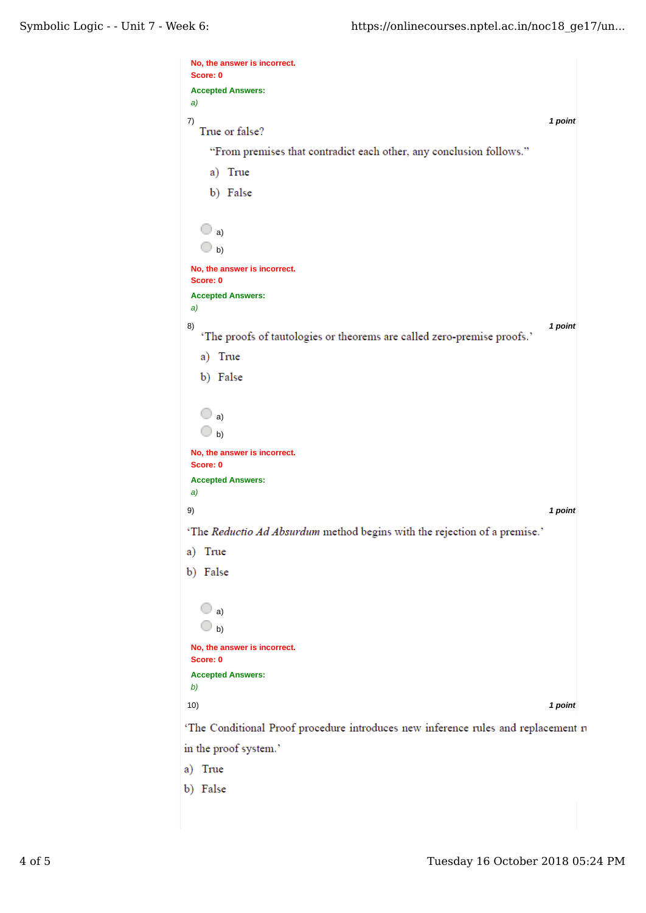No, the answer is incorrect.
Score: 0

Accepted Answers:
*a)*

7) *1 point*

True or false?

"From premises that contradict each other, any conclusion follows."

a) True

b) False

- a)
- b)

No, the answer is incorrect.
Score: 0

Accepted Answers:
*a)*

8) *1 point*

'The proofs of tautologies or theorems are called zero-premise proofs.'

a) True

b) False

- a)
- b)

No, the answer is incorrect.
Score: 0

Accepted Answers:
*a)*

9) *1 point*

'The *Reductio Ad Absurdum* method begins with the rejection of a premise.'

a) True

b) False

- a)
- b)

No, the answer is incorrect.
Score: 0

Accepted Answers:
*b)*

10) *1 point*

'The Conditional Proof procedure introduces new inference rules and replacement r in the proof system.'

a) True

b) False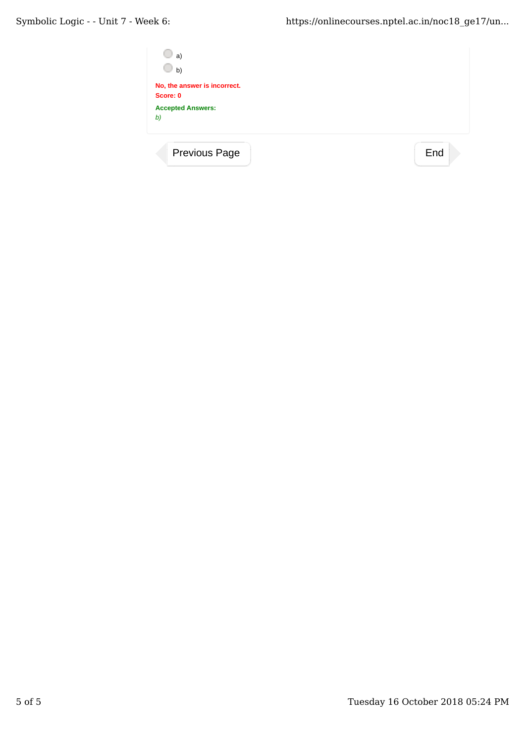- a)
- b)

**No, the answer is incorrect.**
**Score: 0**

**Accepted Answers:**
*b)*

Previous Page

End